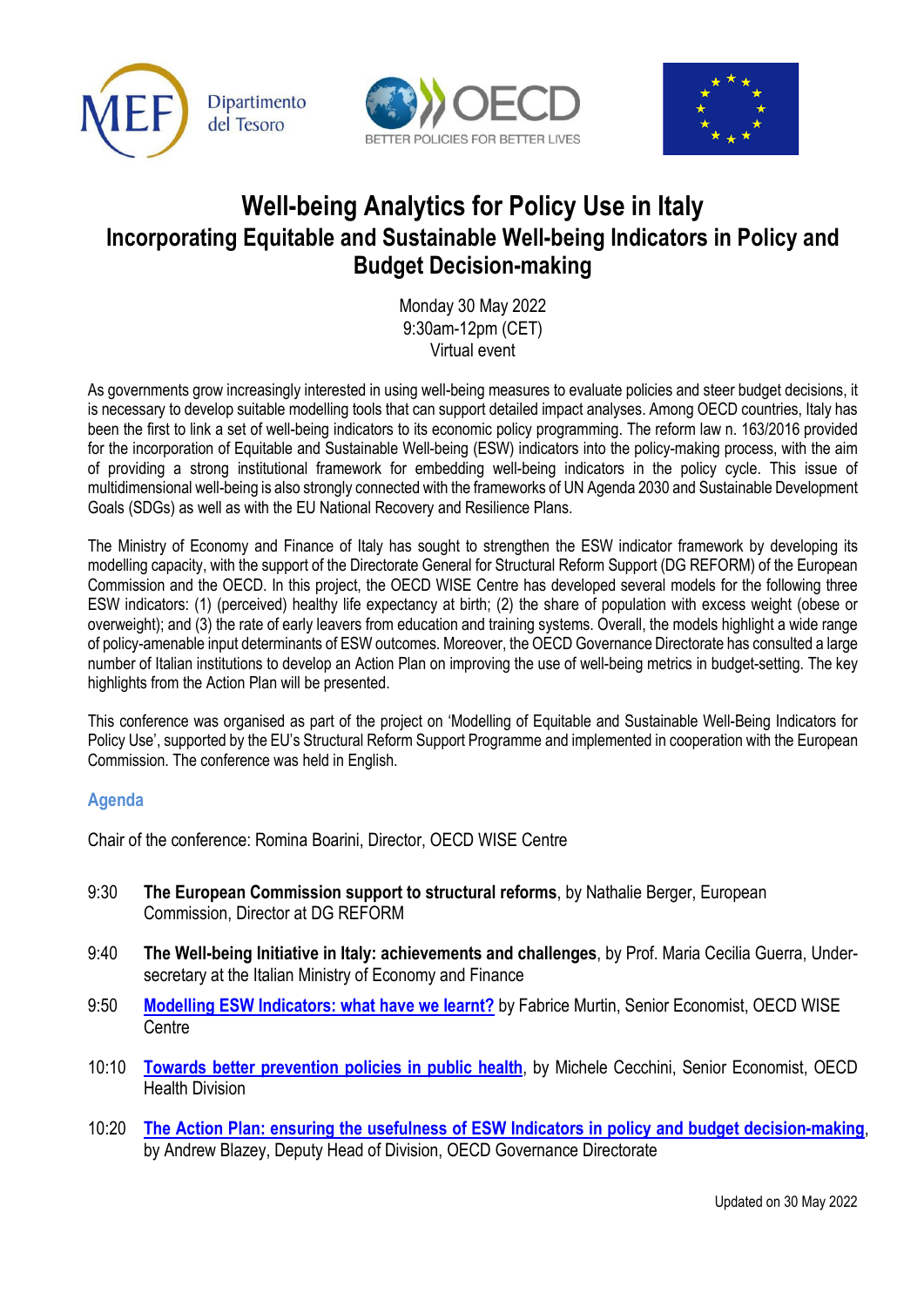# Well-being Analytics for Policy Use in Italy

## Incorporating Equitable and Sustainable Well-being Indicators in Policy and Budget Decision-making

Monday 30 May 2022
9:30am-12pm (CET)
Virtual event

As governments grow increasingly interested in using well-being measures to evaluate policies and steer budget decisions, it is necessary to develop suitable modelling tools that can support detailed impact analyses. Among OECD countries, Italy has been the first to link a set of well-being indicators to its economic policy programming. The reform law n. 163/2016 provided for the incorporation of Equitable and Sustainable Well-being (ESW) indicators into the policy-making process, with the aim of providing a strong institutional framework for embedding well-being indicators in the policy cycle. This issue of multidimensional well-being is also strongly connected with the frameworks of UN Agenda 2030 and Sustainable Development Goals (SDGs) as well as with the EU National Recovery and Resilience Plans.

The Ministry of Economy and Finance of Italy has sought to strengthen the ESW indicator framework by developing its modelling capacity, with the support of the Directorate General for Structural Reform Support (DG REFORM) of the European Commission and the OECD. In this project, the OECD WISE Centre has developed several models for the following three ESW indicators: (1) (perceived) healthy life expectancy at birth; (2) the share of population with excess weight (obese or overweight); and (3) the rate of early leavers from education and training systems. Overall, the models highlight a wide range of policy-amenable input determinants of ESW outcomes. Moreover, the OECD Governance Directorate has consulted a large number of Italian institutions to develop an Action Plan on improving the use of well-being metrics in budget-setting. The key highlights from the Action Plan will be presented.

This conference was organised as part of the project on 'Modelling of Equitable and Sustainable Well-Being Indicators for Policy Use', supported by the EU's Structural Reform Support Programme and implemented in cooperation with the European Commission. The conference was held in English.

### Agenda

Chair of the conference: Romina Boarini, Director, OECD WISE Centre

- 9:30 **The European Commission support to structural reforms**, by Nathalie Berger, European Commission, Director at DG REFORM
- 9:40 **The Well-being Initiative in Italy: achievements and challenges**, by Prof. Maria Cecilia Guerra, Under-secretary at the Italian Ministry of Economy and Finance
- 9:50 **Modelling ESW Indicators: what have we learnt?** by Fabrice Murtin, Senior Economist, OECD WISE Centre
- 10:10 **Towards better prevention policies in public health**, by Michele Cecchini, Senior Economist, OECD Health Division
- 10:20 **The Action Plan: ensuring the usefulness of ESW Indicators in policy and budget decision-making**, by Andrew Blazey, Deputy Head of Division, OECD Governance Directorate

Updated on 30 May 2022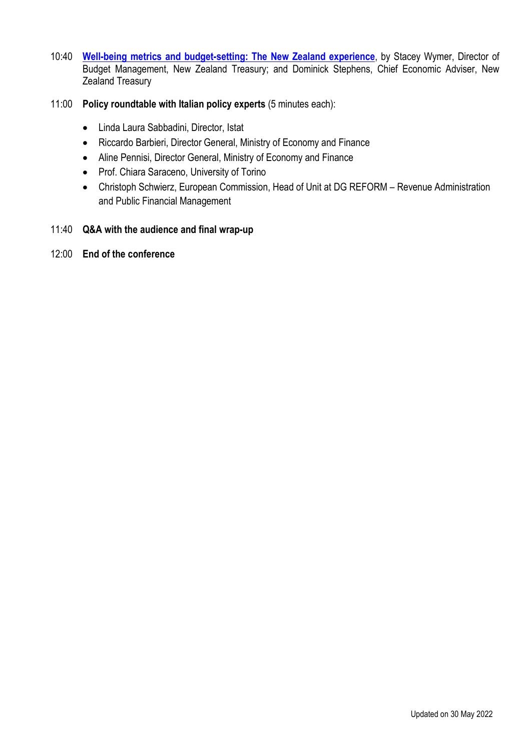10:40 **Well-being metrics and budget-setting: The New Zealand experience**, by Stacey Wymer, Director of Budget Management, New Zealand Treasury; and Dominick Stephens, Chief Economic Adviser, New Zealand Treasury

11:00 **Policy roundtable with Italian policy experts** (5 minutes each):

- Linda Laura Sabbadini, Director, Istat
- Riccardo Barbieri, Director General, Ministry of Economy and Finance
- Aline Pennisi, Director General, Ministry of Economy and Finance
- Prof. Chiara Saraceno, University of Torino
- Christoph Schwierz, European Commission, Head of Unit at DG REFORM – Revenue Administration and Public Financial Management

11:40 **Q&A with the audience and final wrap-up**

12:00 **End of the conference**

Updated on 30 May 2022